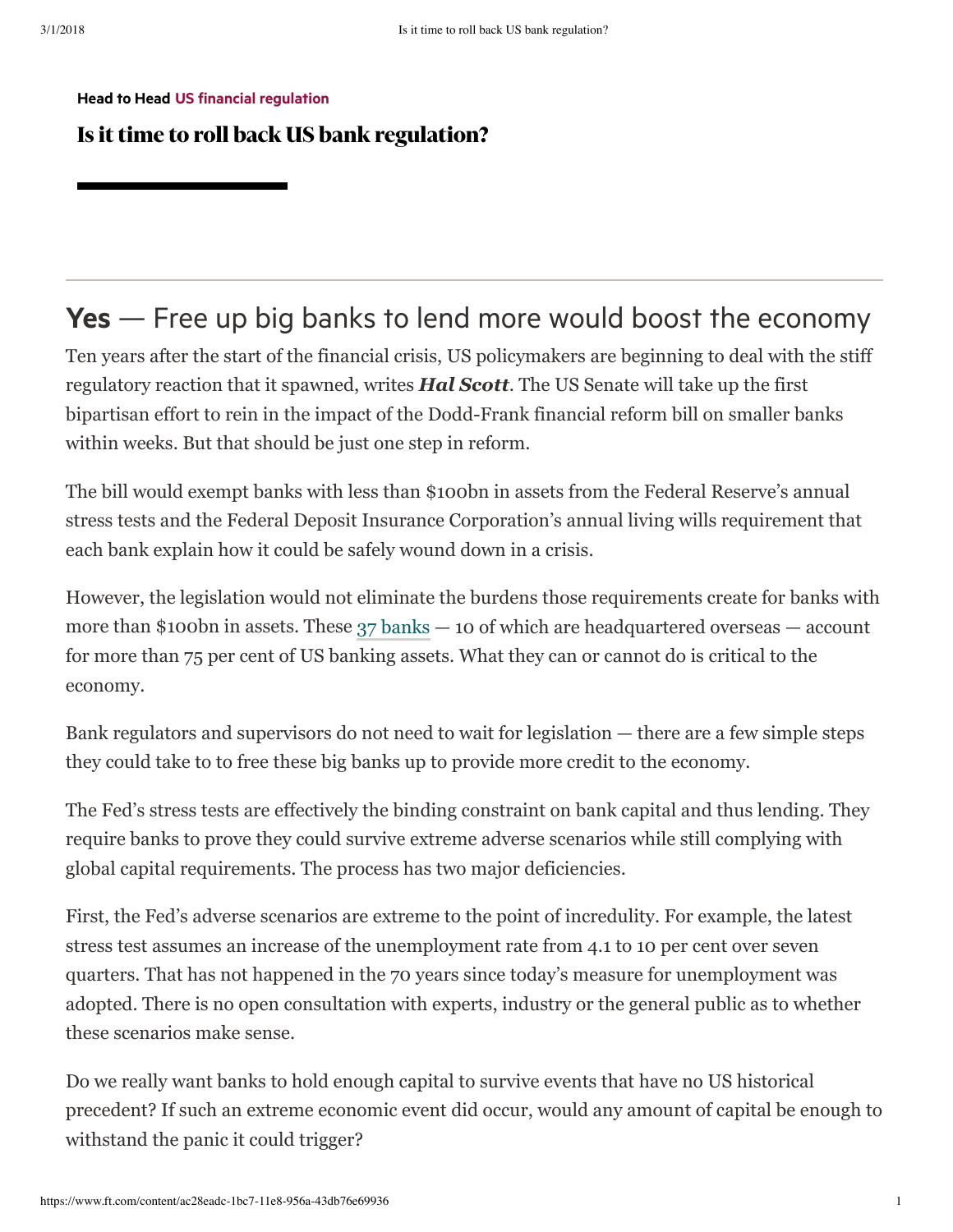**Head to Head** US financial regulation

# Is it time to roll back US bank regulation?

## Yes — Free up big banks to lend more would boost the economy

Ten years after the start of the financial crisis, US policymakers are beginning to deal with the stiff regulatory reaction that it spawned, writes ***Hal Scott***. The US Senate will take up the first bipartisan effort to rein in the impact of the Dodd-Frank financial reform bill on smaller banks within weeks. But that should be just one step in reform.

The bill would exempt banks with less than $100bn in assets from the Federal Reserve's annual stress tests and the Federal Deposit Insurance Corporation's annual living wills requirement that each bank explain how it could be safely wound down in a crisis.

However, the legislation would not eliminate the burdens those requirements create for banks with more than $100bn in assets. These 37 banks — 10 of which are headquartered overseas — account for more than 75 per cent of US banking assets. What they can or cannot do is critical to the economy.

Bank regulators and supervisors do not need to wait for legislation — there are a few simple steps they could take to to free these big banks up to provide more credit to the economy.

The Fed's stress tests are effectively the binding constraint on bank capital and thus lending. They require banks to prove they could survive extreme adverse scenarios while still complying with global capital requirements. The process has two major deficiencies.

First, the Fed's adverse scenarios are extreme to the point of incredulity. For example, the latest stress test assumes an increase of the unemployment rate from 4.1 to 10 per cent over seven quarters. That has not happened in the 70 years since today's measure for unemployment was adopted. There is no open consultation with experts, industry or the general public as to whether these scenarios make sense.

Do we really want banks to hold enough capital to survive events that have no US historical precedent? If such an extreme economic event did occur, would any amount of capital be enough to withstand the panic it could trigger?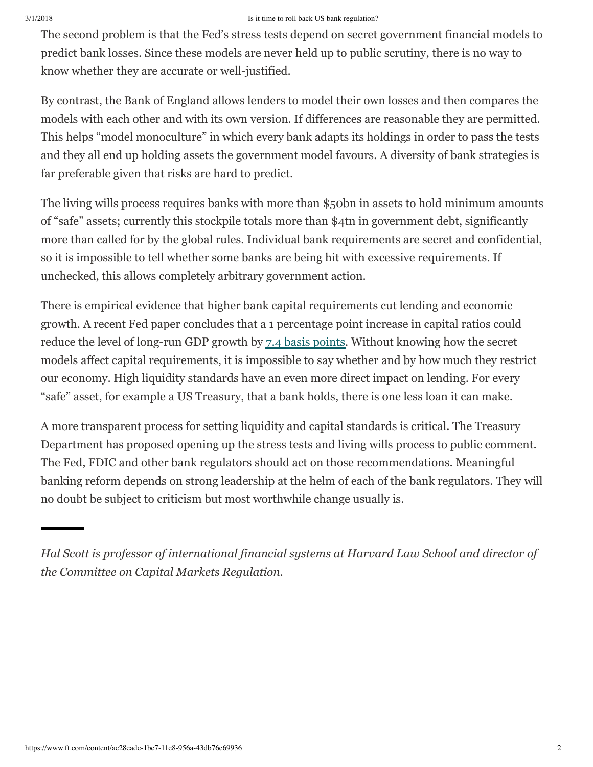The second problem is that the Fed's stress tests depend on secret government financial models to predict bank losses. Since these models are never held up to public scrutiny, there is no way to know whether they are accurate or well-justified.

By contrast, the Bank of England allows lenders to model their own losses and then compares the models with each other and with its own version. If differences are reasonable they are permitted. This helps "model monoculture" in which every bank adapts its holdings in order to pass the tests and they all end up holding assets the government model favours. A diversity of bank strategies is far preferable given that risks are hard to predict.

The living wills process requires banks with more than $50bn in assets to hold minimum amounts of "safe" assets; currently this stockpile totals more than $4tn in government debt, significantly more than called for by the global rules. Individual bank requirements are secret and confidential, so it is impossible to tell whether some banks are being hit with excessive requirements. If unchecked, this allows completely arbitrary government action.

There is empirical evidence that higher bank capital requirements cut lending and economic growth. A recent Fed paper concludes that a 1 percentage point increase in capital ratios could reduce the level of long-run GDP growth by 7.4 basis points. Without knowing how the secret models affect capital requirements, it is impossible to say whether and by how much they restrict our economy. High liquidity standards have an even more direct impact on lending. For every "safe" asset, for example a US Treasury, that a bank holds, there is one less loan it can make.

A more transparent process for setting liquidity and capital standards is critical. The Treasury Department has proposed opening up the stress tests and living wills process to public comment. The Fed, FDIC and other bank regulators should act on those recommendations. Meaningful banking reform depends on strong leadership at the helm of each of the bank regulators. They will no doubt be subject to criticism but most worthwhile change usually is.

---

*Hal Scott is professor of international financial systems at Harvard Law School and director of the Committee on Capital Markets Regulation.*